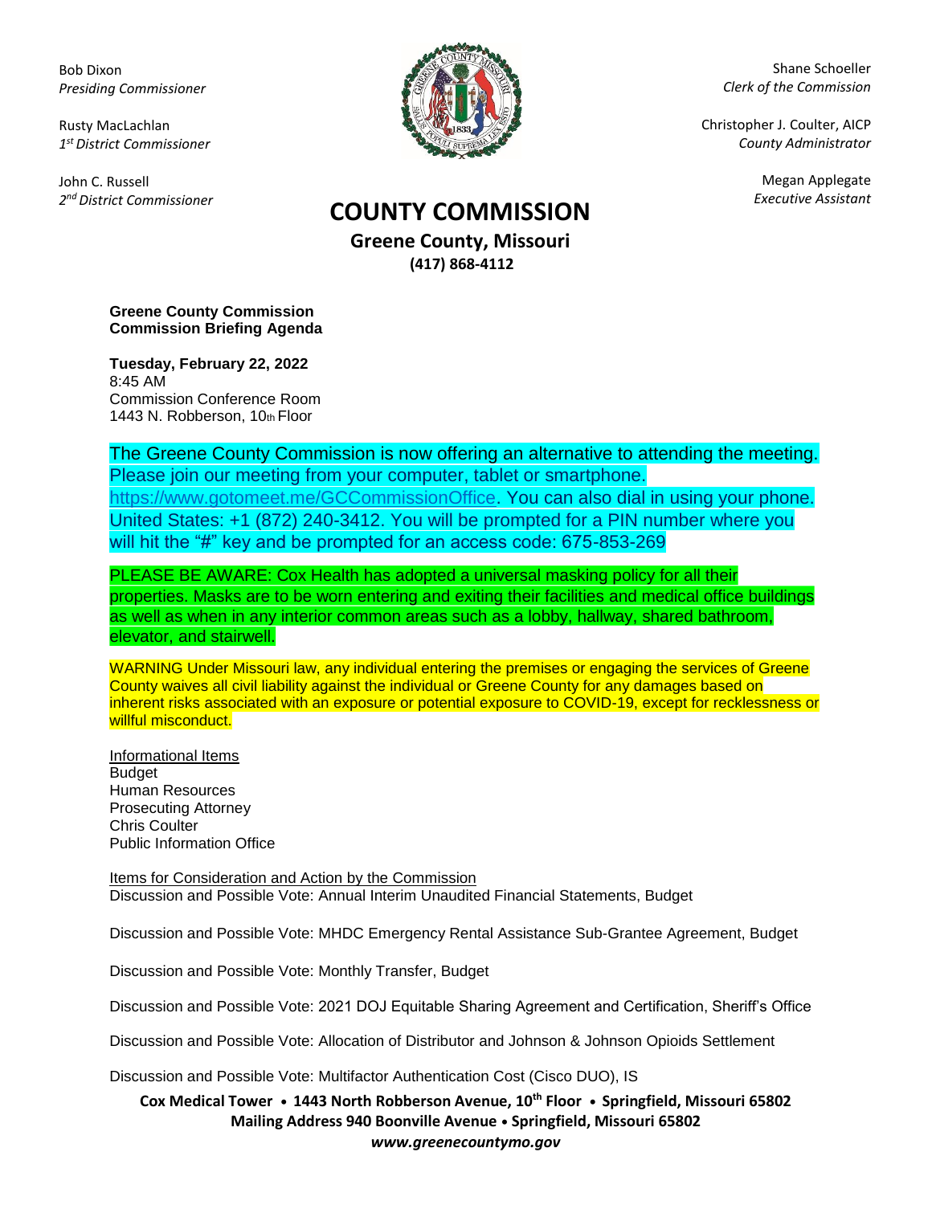Bob Dixon
*Presiding Commissioner*

Rusty MacLachlan
*1st District Commissioner*

John C. Russell
*2nd District Commissioner*

Shane Schoeller
*Clerk of the Commission*

Christopher J. Coulter, AICP
*County Administrator*

Megan Applegate
*Executive Assistant*

# COUNTY COMMISSION

**Greene County, Missouri**

**(417) 868-4112**

**Greene County Commission**
**Commission Briefing Agenda**

**Tuesday, February 22, 2022**
8:45 AM
Commission Conference Room
1443 N. Robberson, 10th Floor

The Greene County Commission is now offering an alternative to attending the meeting. Please join our meeting from your computer, tablet or smartphone. https://www.gotomeet.me/GCCommissionOffice. You can also dial in using your phone. United States: +1 (872) 240-3412. You will be prompted for a PIN number where you will hit the "#" key and be prompted for an access code: 675-853-269

PLEASE BE AWARE: Cox Health has adopted a universal masking policy for all their properties. Masks are to be worn entering and exiting their facilities and medical office buildings as well as when in any interior common areas such as a lobby, hallway, shared bathroom, elevator, and stairwell.

WARNING Under Missouri law, any individual entering the premises or engaging the services of Greene County waives all civil liability against the individual or Greene County for any damages based on inherent risks associated with an exposure or potential exposure to COVID-19, except for recklessness or willful misconduct.

Informational Items
Budget
Human Resources
Prosecuting Attorney
Chris Coulter
Public Information Office

Items for Consideration and Action by the Commission
Discussion and Possible Vote: Annual Interim Unaudited Financial Statements, Budget

Discussion and Possible Vote: MHDC Emergency Rental Assistance Sub-Grantee Agreement, Budget

Discussion and Possible Vote: Monthly Transfer, Budget

Discussion and Possible Vote: 2021 DOJ Equitable Sharing Agreement and Certification, Sheriff's Office

Discussion and Possible Vote: Allocation of Distributor and Johnson & Johnson Opioids Settlement

Discussion and Possible Vote: Multifactor Authentication Cost (Cisco DUO), IS

**Cox Medical Tower • 1443 North Robberson Avenue, 10th Floor • Springfield, Missouri 65802**
**Mailing Address 940 Boonville Avenue • Springfield, Missouri 65802**
***www.greenecountymo.gov***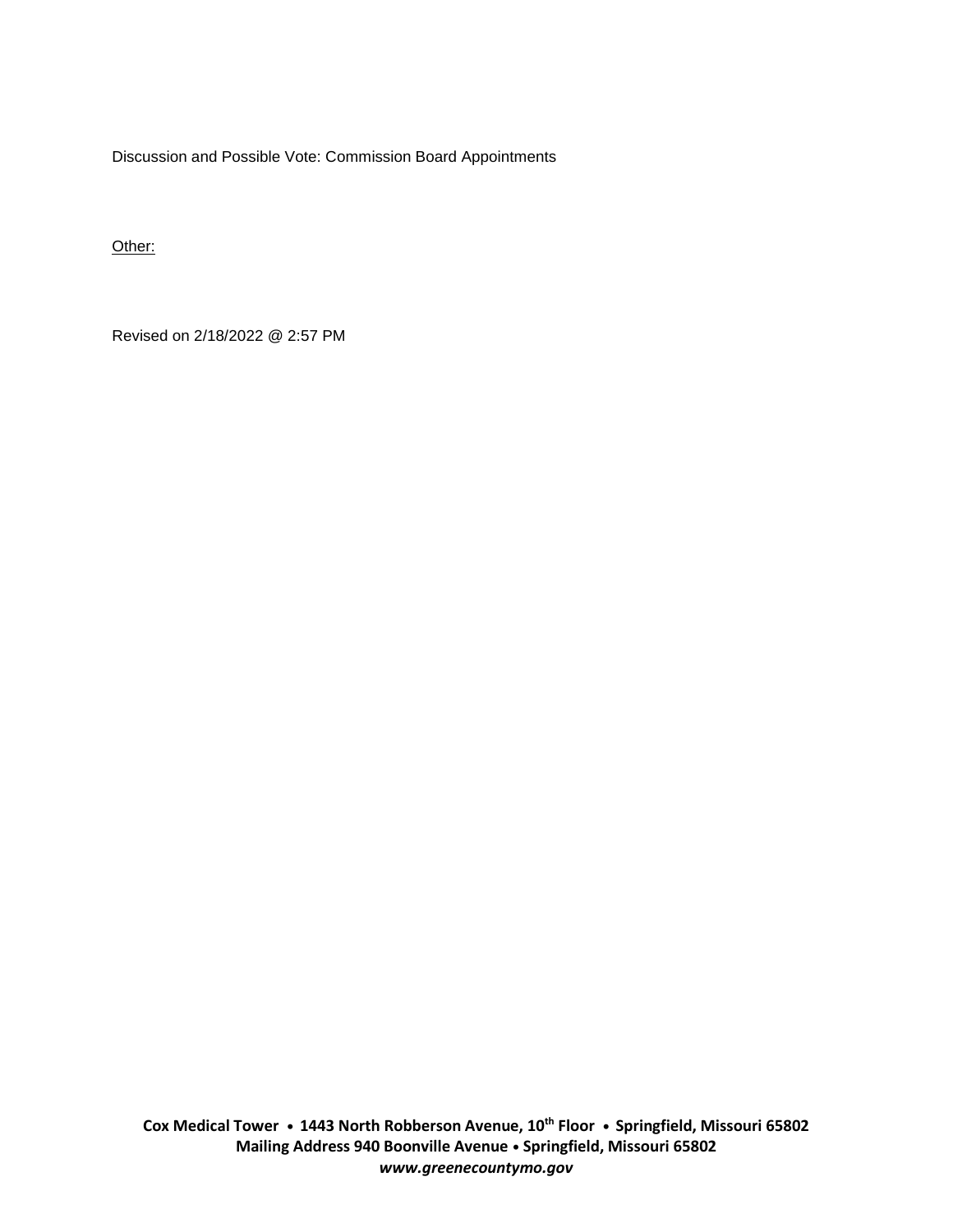Discussion and Possible Vote: Commission Board Appointments

Other:

Revised on 2/18/2022 @ 2:57 PM